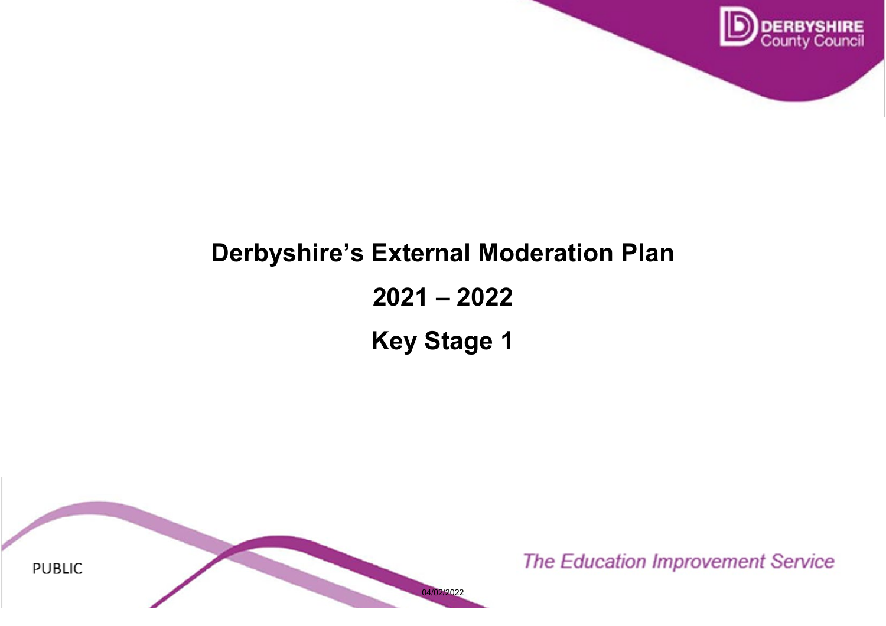# Derbyshire's External Moderation Plan

# 2021 – 2022

# Key Stage 1

PUBLIC

*The Education Improvement Service*

04/02/2022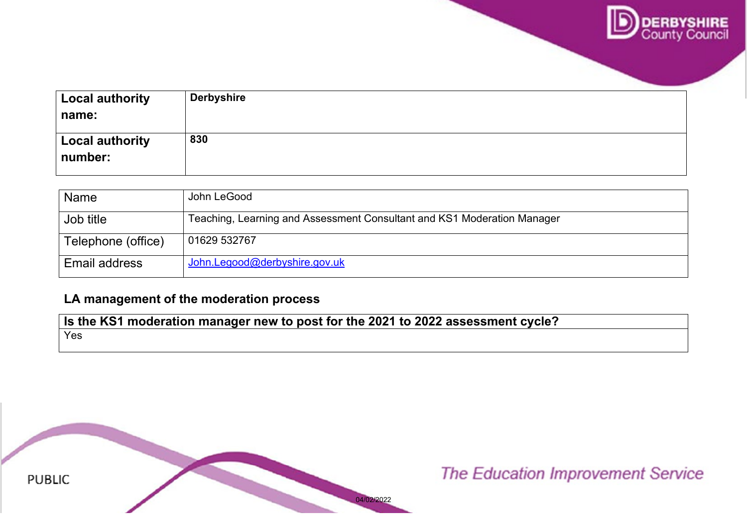| Local authority name: | Derbyshire |
| --- | --- |
| Local authority number: | 830 |

| Name | John LeGood |
| --- | --- |
| Job title | Teaching, Learning and Assessment Consultant and KS1 Moderation Manager |
| Telephone (office) | 01629 532767 |
| Email address | John.Legood@derbyshire.gov.uk |

## LA management of the moderation process

| Is the KS1 moderation manager new to post for the 2021 to 2022 assessment cycle? |
| --- |
| Yes |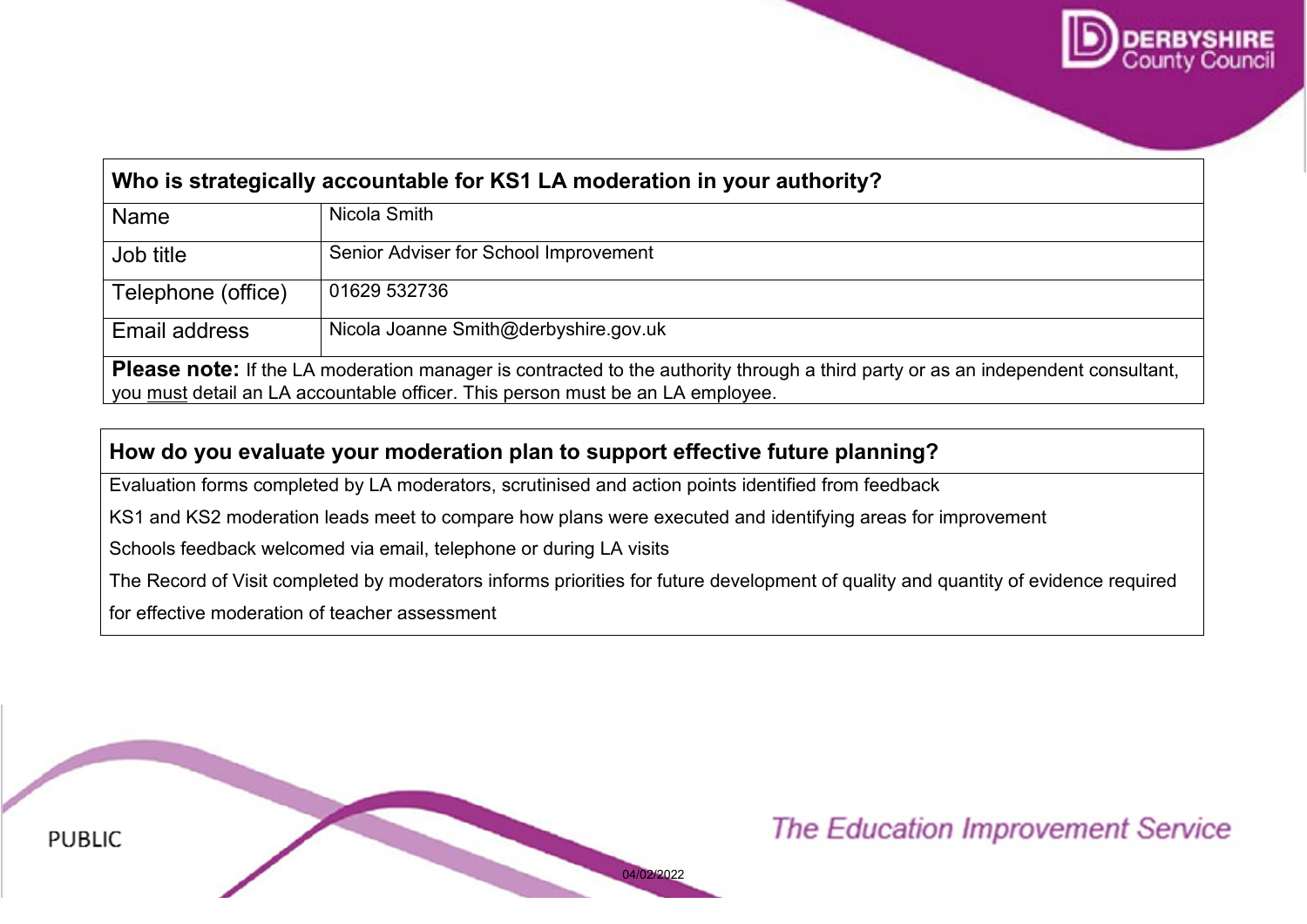| Who is strategically accountable for KS1 LA moderation in your authority? | |
|---|---|
| Name | Nicola Smith |
| Job title | Senior Adviser for School Improvement |
| Telephone (office) | 01629 532736 |
| Email address | Nicola Joanne Smith@derbyshire.gov.uk |
| **Please note:** If the LA moderation manager is contracted to the authority through a third party or as an independent consultant, you must detail an LA accountable officer. This person must be an LA employee. | |

| How do you evaluate your moderation plan to support effective future planning? |
|---|
| Evaluation forms completed by LA moderators, scrutinised and action points identified from feedback<br>KS1 and KS2 moderation leads meet to compare how plans were executed and identifying areas for improvement<br>Schools feedback welcomed via email, telephone or during LA visits<br>The Record of Visit completed by moderators informs priorities for future development of quality and quantity of evidence required for effective moderation of teacher assessment |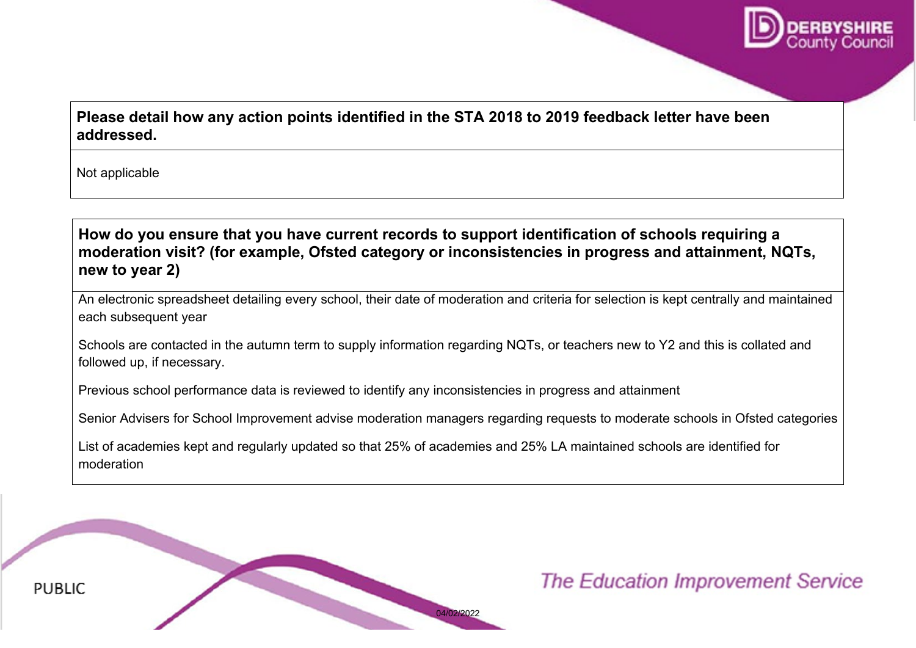**Please detail how any action points identified in the STA 2018 to 2019 feedback letter have been addressed.**

Not applicable

**How do you ensure that you have current records to support identification of schools requiring a moderation visit? (for example, Ofsted category or inconsistencies in progress and attainment, NQTs, new to year 2)**

An electronic spreadsheet detailing every school, their date of moderation and criteria for selection is kept centrally and maintained each subsequent year

Schools are contacted in the autumn term to supply information regarding NQTs, or teachers new to Y2 and this is collated and followed up, if necessary.

Previous school performance data is reviewed to identify any inconsistencies in progress and attainment

Senior Advisers for School Improvement advise moderation managers regarding requests to moderate schools in Ofsted categories

List of academies kept and regularly updated so that 25% of academies and 25% LA maintained schools are identified for moderation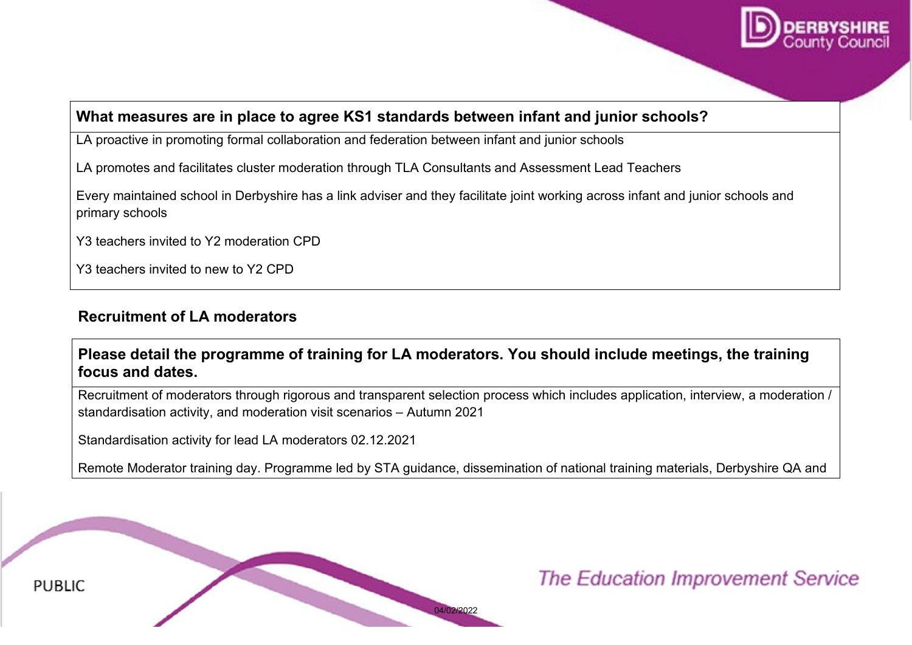| What measures are in place to agree KS1 standards between infant and junior schools? |
| --- |
| LA proactive in promoting formal collaboration and federation between infant and junior schools<br><br>LA promotes and facilitates cluster moderation through TLA Consultants and Assessment Lead Teachers<br><br>Every maintained school in Derbyshire has a link adviser and they facilitate joint working across infant and junior schools and primary schools<br><br>Y3 teachers invited to Y2 moderation CPD<br><br>Y3 teachers invited to new to Y2 CPD |

## Recruitment of LA moderators

| Please detail the programme of training for LA moderators. You should include meetings, the training focus and dates. |
| --- |
| Recruitment of moderators through rigorous and transparent selection process which includes application, interview, a moderation / standardisation activity, and moderation visit scenarios – Autumn 2021<br><br>Standardisation activity for lead LA moderators 02.12.2021<br><br>Remote Moderator training day. Programme led by STA guidance, dissemination of national training materials, Derbyshire QA and |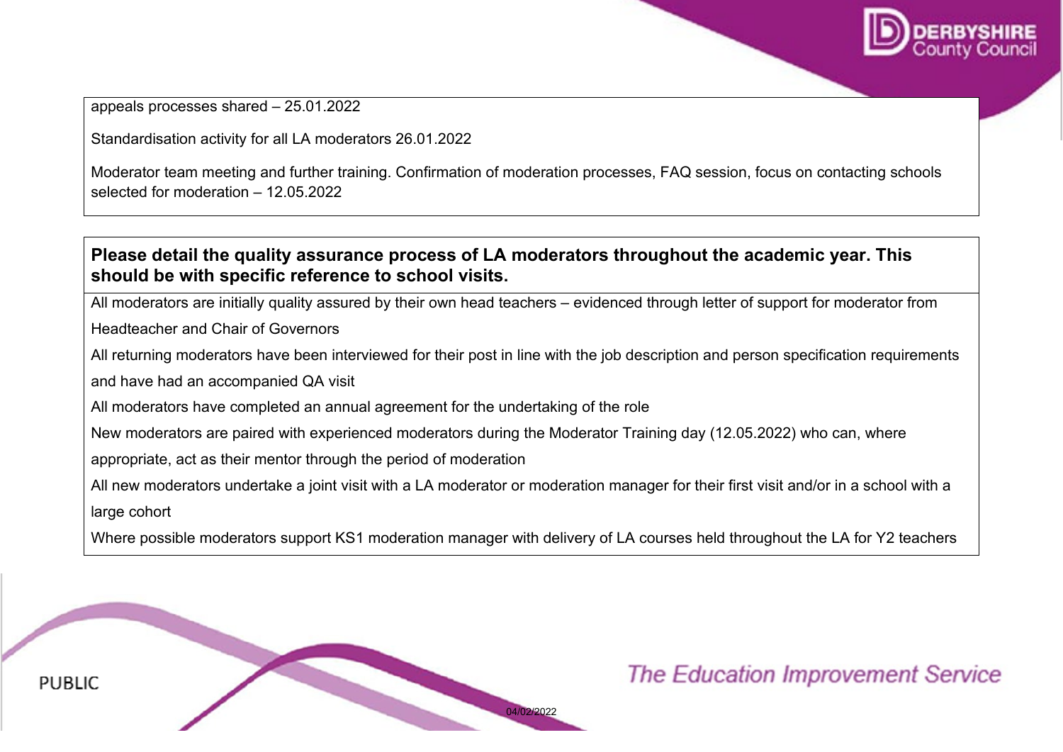appeals processes shared – 25.01.2022

Standardisation activity for all LA moderators 26.01.2022

Moderator team meeting and further training. Confirmation of moderation processes, FAQ session, focus on contacting schools selected for moderation – 12.05.2022

**Please detail the quality assurance process of LA moderators throughout the academic year. This should be with specific reference to school visits.**

All moderators are initially quality assured by their own head teachers – evidenced through letter of support for moderator from Headteacher and Chair of Governors

All returning moderators have been interviewed for their post in line with the job description and person specification requirements and have had an accompanied QA visit

All moderators have completed an annual agreement for the undertaking of the role

New moderators are paired with experienced moderators during the Moderator Training day (12.05.2022) who can, where appropriate, act as their mentor through the period of moderation

All new moderators undertake a joint visit with a LA moderator or moderation manager for their first visit and/or in a school with a large cohort

Where possible moderators support KS1 moderation manager with delivery of LA courses held throughout the LA for Y2 teachers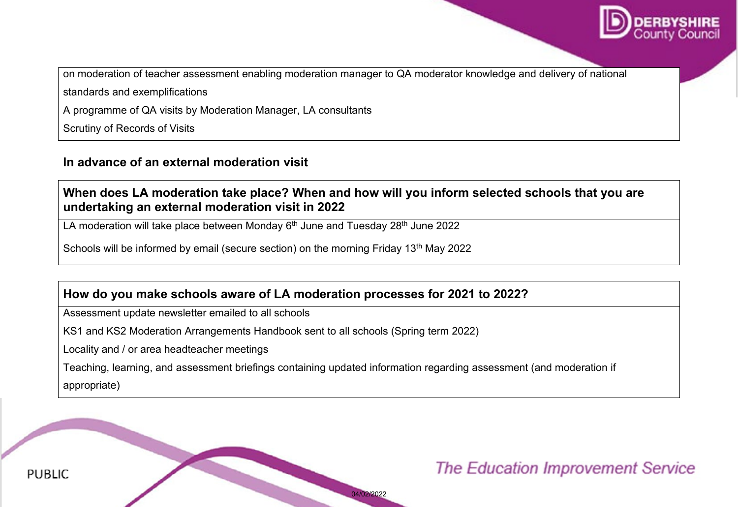on moderation of teacher assessment enabling moderation manager to QA moderator knowledge and delivery of national standards and exemplifications

A programme of QA visits by Moderation Manager, LA consultants

Scrutiny of Records of Visits

## In advance of an external moderation visit

**When does LA moderation take place? When and how will you inform selected schools that you are undertaking an external moderation visit in 2022**

LA moderation will take place between Monday 6th June and Tuesday 28th June 2022

Schools will be informed by email (secure section) on the morning Friday 13th May 2022

**How do you make schools aware of LA moderation processes for 2021 to 2022?**

Assessment update newsletter emailed to all schools

KS1 and KS2 Moderation Arrangements Handbook sent to all schools (Spring term 2022)

Locality and / or area headteacher meetings

Teaching, learning, and assessment briefings containing updated information regarding assessment (and moderation if appropriate)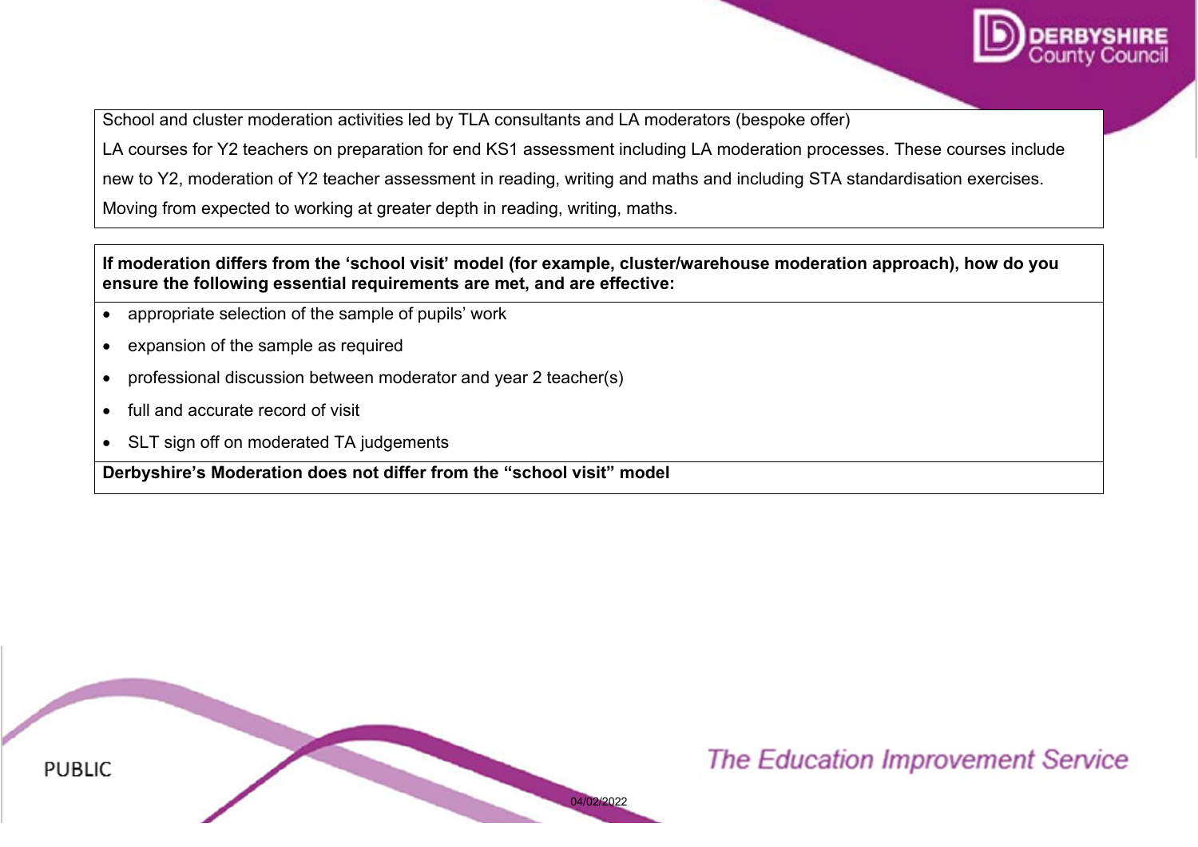School and cluster moderation activities led by TLA consultants and LA moderators (bespoke offer)

LA courses for Y2 teachers on preparation for end KS1 assessment including LA moderation processes. These courses include new to Y2, moderation of Y2 teacher assessment in reading, writing and maths and including STA standardisation exercises.

Moving from expected to working at greater depth in reading, writing, maths.

**If moderation differs from the 'school visit' model (for example, cluster/warehouse moderation approach), how do you ensure the following essential requirements are met, and are effective:**

- appropriate selection of the sample of pupils' work
- expansion of the sample as required
- professional discussion between moderator and year 2 teacher(s)
- full and accurate record of visit
- SLT sign off on moderated TA judgements

**Derbyshire's Moderation does not differ from the "school visit" model**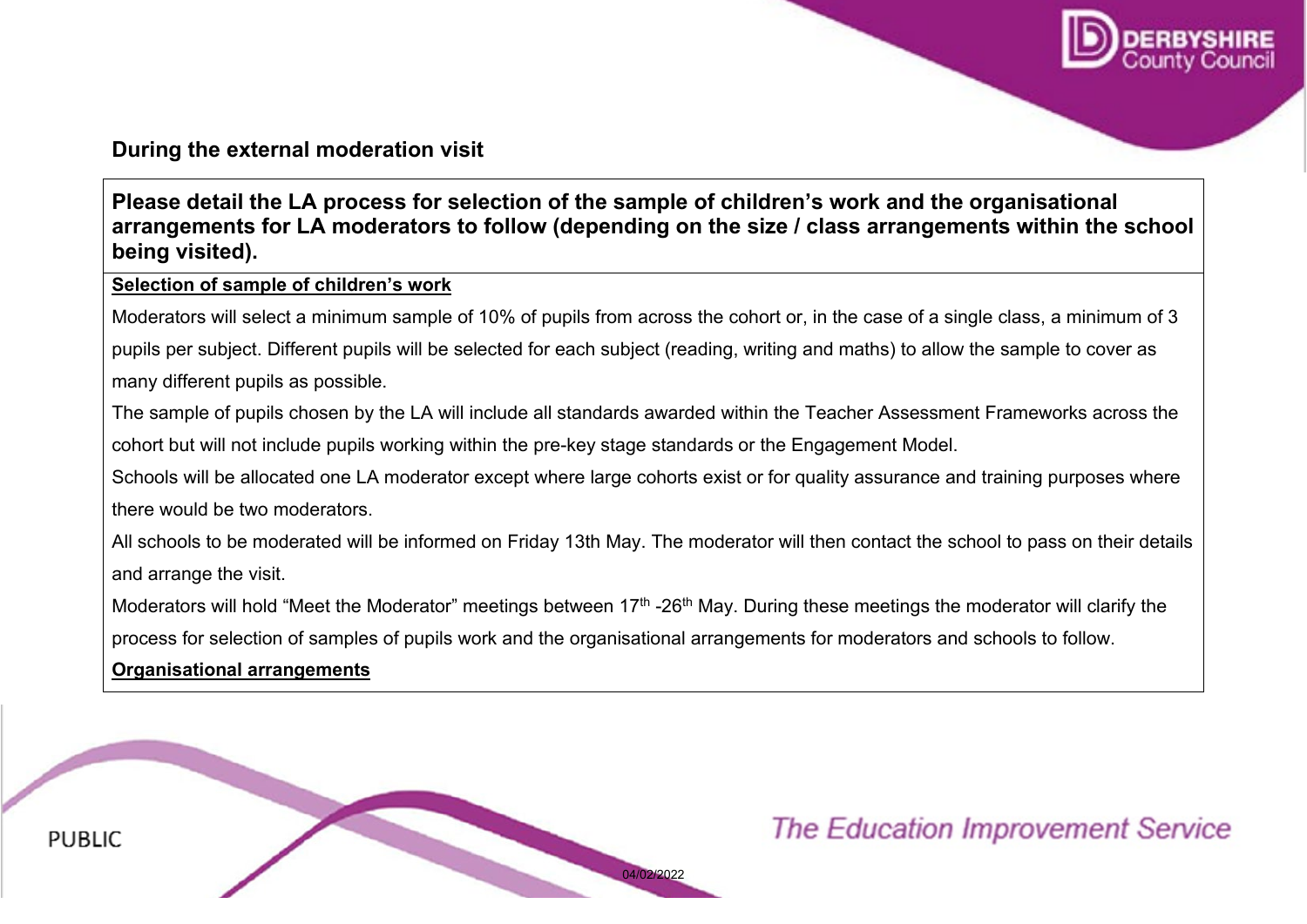## During the external moderation visit

| **Please detail the LA process for selection of the sample of children's work and the organisational arrangements for LA moderators to follow (depending on the size / class arrangements within the school being visited).** |
|---|
| **Selection of sample of children's work**<br>Moderators will select a minimum sample of 10% of pupils from across the cohort or, in the case of a single class, a minimum of 3 pupils per subject. Different pupils will be selected for each subject (reading, writing and maths) to allow the sample to cover as many different pupils as possible.<br>The sample of pupils chosen by the LA will include all standards awarded within the Teacher Assessment Frameworks across the cohort but will not include pupils working within the pre-key stage standards or the Engagement Model.<br>Schools will be allocated one LA moderator except where large cohorts exist or for quality assurance and training purposes where there would be two moderators.<br>All schools to be moderated will be informed on Friday 13th May. The moderator will then contact the school to pass on their details and arrange the visit.<br>Moderators will hold "Meet the Moderator" meetings between 17th -26th May. During these meetings the moderator will clarify the process for selection of samples of pupils work and the organisational arrangements for moderators and schools to follow.<br>**Organisational arrangements** |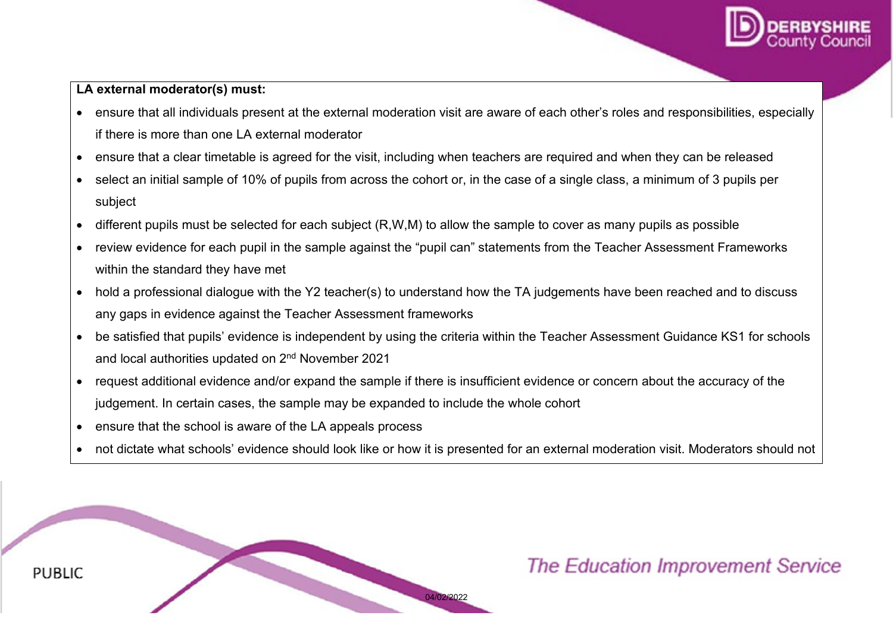**LA external moderator(s) must:**

- ensure that all individuals present at the external moderation visit are aware of each other's roles and responsibilities, especially if there is more than one LA external moderator
- ensure that a clear timetable is agreed for the visit, including when teachers are required and when they can be released
- select an initial sample of 10% of pupils from across the cohort or, in the case of a single class, a minimum of 3 pupils per subject
- different pupils must be selected for each subject (R,W,M) to allow the sample to cover as many pupils as possible
- review evidence for each pupil in the sample against the "pupil can" statements from the Teacher Assessment Frameworks within the standard they have met
- hold a professional dialogue with the Y2 teacher(s) to understand how the TA judgements have been reached and to discuss any gaps in evidence against the Teacher Assessment frameworks
- be satisfied that pupils' evidence is independent by using the criteria within the Teacher Assessment Guidance KS1 for schools and local authorities updated on 2nd November 2021
- request additional evidence and/or expand the sample if there is insufficient evidence or concern about the accuracy of the judgement. In certain cases, the sample may be expanded to include the whole cohort
- ensure that the school is aware of the LA appeals process
- not dictate what schools' evidence should look like or how it is presented for an external moderation visit. Moderators should not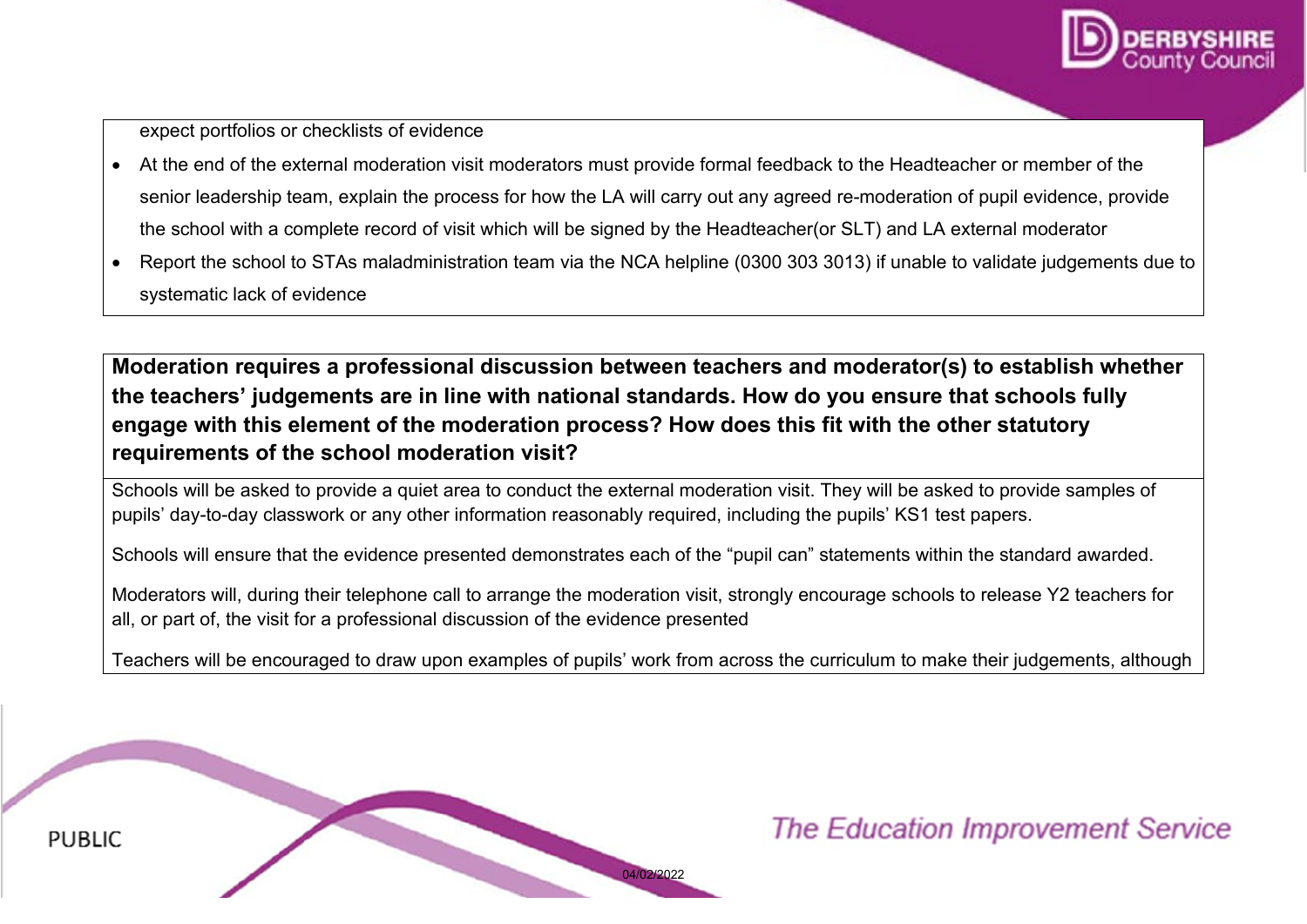expect portfolios or checklists of evidence

- At the end of the external moderation visit moderators must provide formal feedback to the Headteacher or member of the senior leadership team, explain the process for how the LA will carry out any agreed re-moderation of pupil evidence, provide the school with a complete record of visit which will be signed by the Headteacher(or SLT) and LA external moderator
- Report the school to STAs maladministration team via the NCA helpline (0300 303 3013) if unable to validate judgements due to systematic lack of evidence

**Moderation requires a professional discussion between teachers and moderator(s) to establish whether the teachers' judgements are in line with national standards. How do you ensure that schools fully engage with this element of the moderation process? How does this fit with the other statutory requirements of the school moderation visit?**

Schools will be asked to provide a quiet area to conduct the external moderation visit. They will be asked to provide samples of pupils' day-to-day classwork or any other information reasonably required, including the pupils' KS1 test papers.

Schools will ensure that the evidence presented demonstrates each of the "pupil can" statements within the standard awarded.

Moderators will, during their telephone call to arrange the moderation visit, strongly encourage schools to release Y2 teachers for all, or part of, the visit for a professional discussion of the evidence presented

Teachers will be encouraged to draw upon examples of pupils' work from across the curriculum to make their judgements, although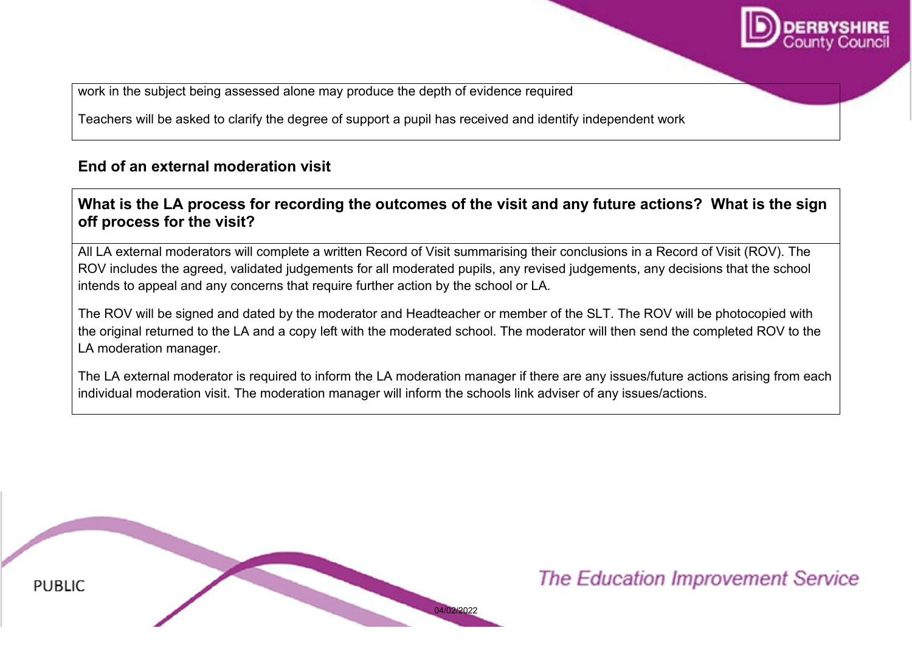work in the subject being assessed alone may produce the depth of evidence required

Teachers will be asked to clarify the degree of support a pupil has received and identify independent work

## End of an external moderation visit

### What is the LA process for recording the outcomes of the visit and any future actions? What is the sign off process for the visit?

All LA external moderators will complete a written Record of Visit summarising their conclusions in a Record of Visit (ROV). The ROV includes the agreed, validated judgements for all moderated pupils, any revised judgements, any decisions that the school intends to appeal and any concerns that require further action by the school or LA.

The ROV will be signed and dated by the moderator and Headteacher or member of the SLT. The ROV will be photocopied with the original returned to the LA and a copy left with the moderated school. The moderator will then send the completed ROV to the LA moderation manager.

The LA external moderator is required to inform the LA moderation manager if there are any issues/future actions arising from each individual moderation visit. The moderation manager will inform the schools link adviser of any issues/actions.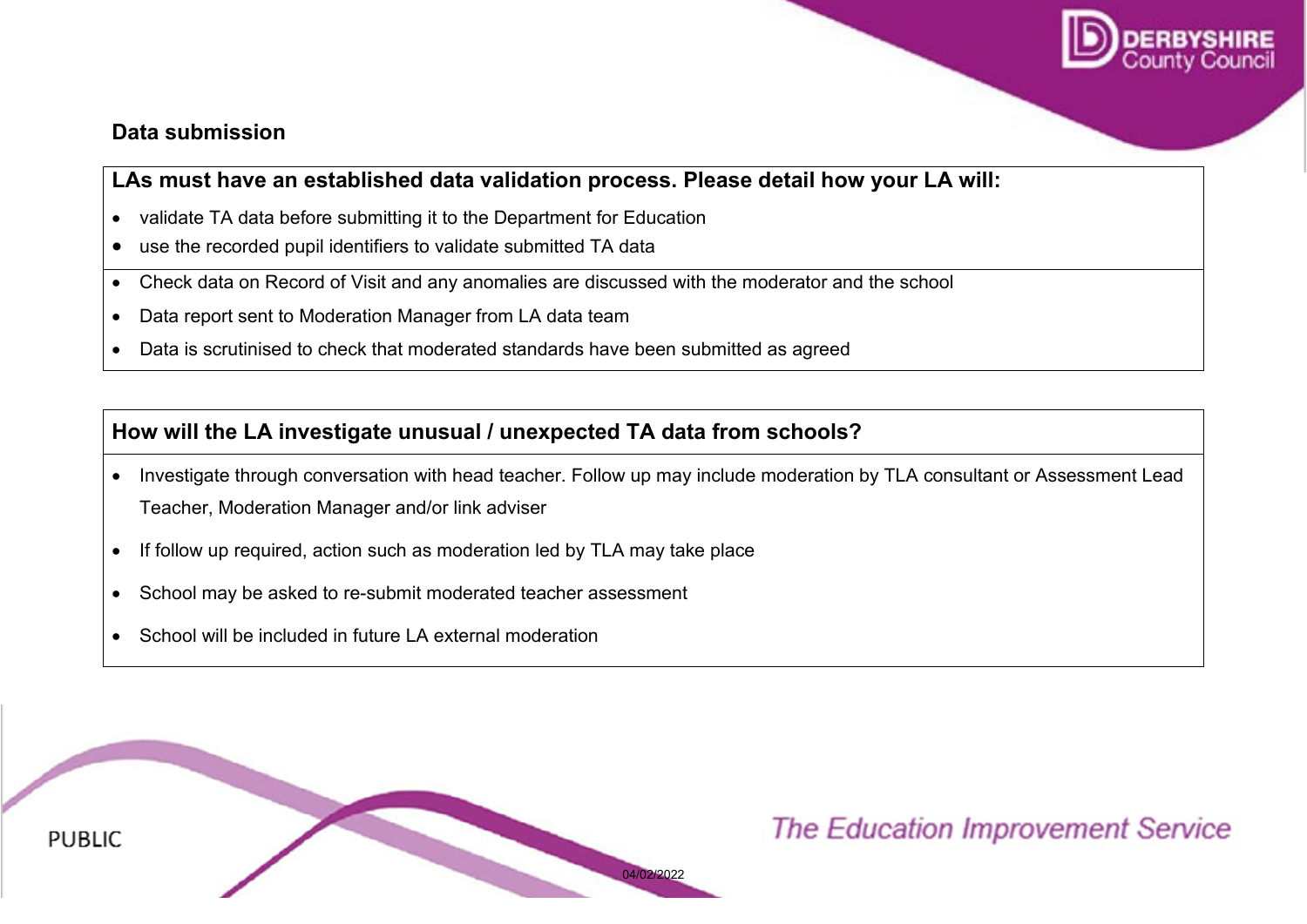## Data submission

**LAs must have an established data validation process. Please detail how your LA will:**

- validate TA data before submitting it to the Department for Education
- use the recorded pupil identifiers to validate submitted TA data

- Check data on Record of Visit and any anomalies are discussed with the moderator and the school
- Data report sent to Moderation Manager from LA data team
- Data is scrutinised to check that moderated standards have been submitted as agreed

**How will the LA investigate unusual / unexpected TA data from schools?**

- Investigate through conversation with head teacher. Follow up may include moderation by TLA consultant or Assessment Lead Teacher, Moderation Manager and/or link adviser
- If follow up required, action such as moderation led by TLA may take place
- School may be asked to re-submit moderated teacher assessment
- School will be included in future LA external moderation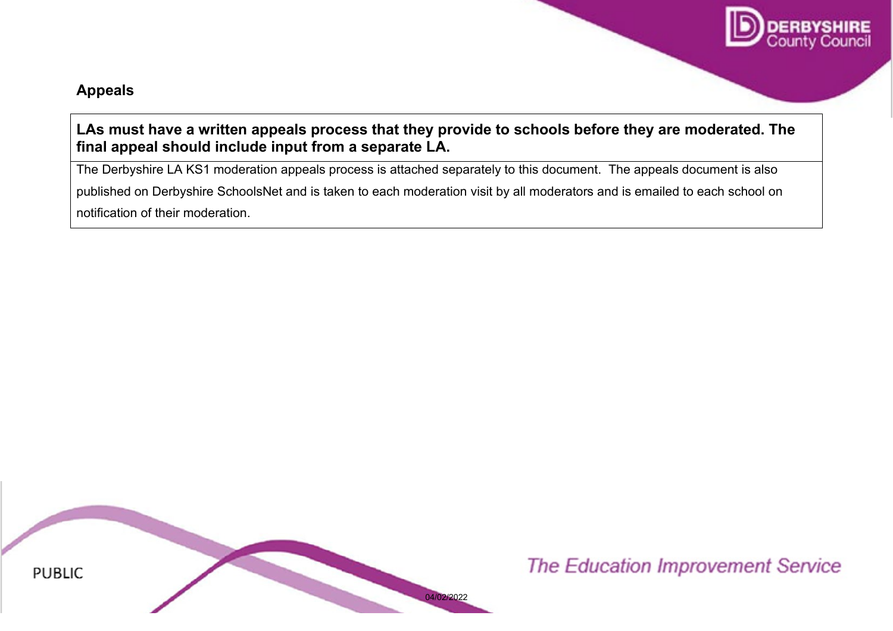## Appeals

| LAs must have a written appeals process that they provide to schools before they are moderated. The final appeal should include input from a separate LA. |
|---|
| The Derbyshire LA KS1 moderation appeals process is attached separately to this document. The appeals document is also published on Derbyshire SchoolsNet and is taken to each moderation visit by all moderators and is emailed to each school on notification of their moderation. |